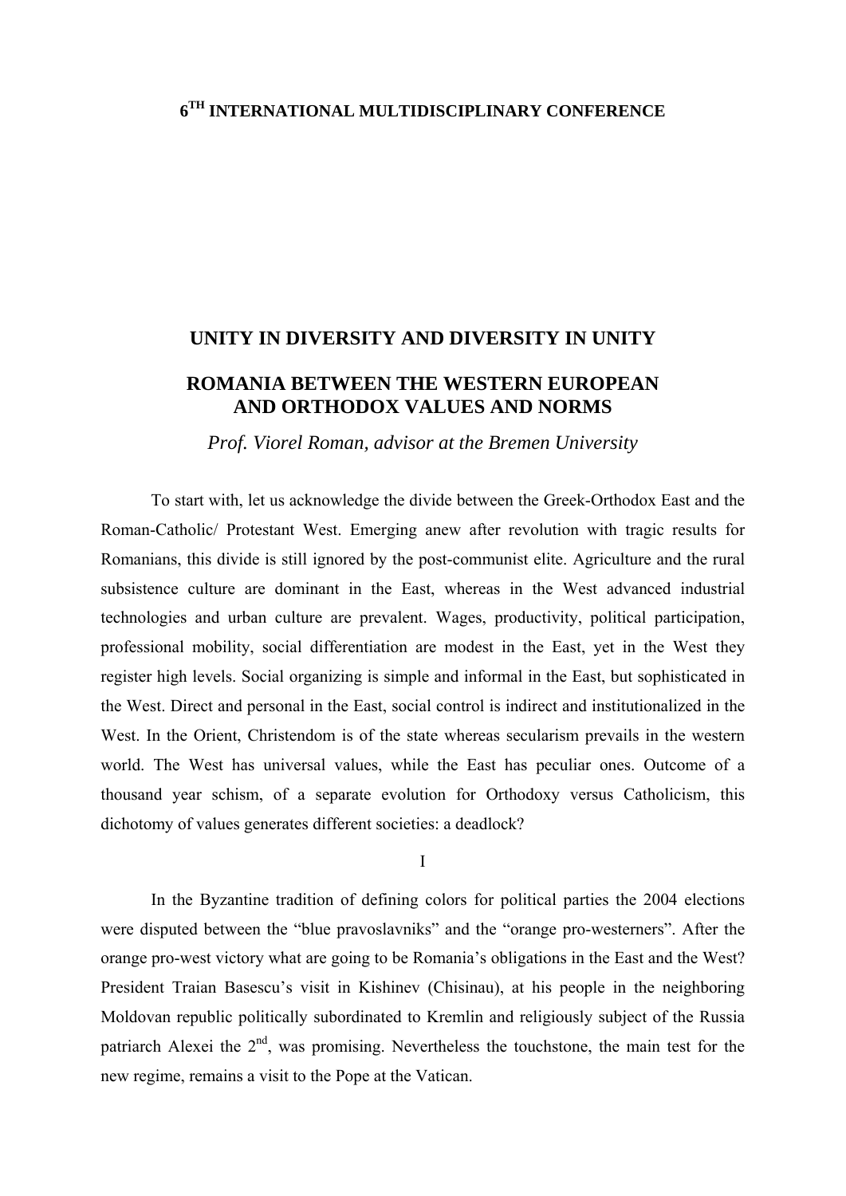**6TH INTERNATIONAL MULTIDISCIPLINARY CONFERENCE**

# UNITY IN DIVERSITY AND DIVERSITY IN UNITY

# ROMANIA BETWEEN THE WESTERN EUROPEAN AND ORTHODOX VALUES AND NORMS

*Prof. Viorel Roman, advisor at the Bremen University*

To start with, let us acknowledge the divide between the Greek-Orthodox East and the Roman-Catholic/ Protestant West. Emerging anew after revolution with tragic results for Romanians, this divide is still ignored by the post-communist elite. Agriculture and the rural subsistence culture are dominant in the East, whereas in the West advanced industrial technologies and urban culture are prevalent. Wages, productivity, political participation, professional mobility, social differentiation are modest in the East, yet in the West they register high levels. Social organizing is simple and informal in the East, but sophisticated in the West. Direct and personal in the East, social control is indirect and institutionalized in the West. In the Orient, Christendom is of the state whereas secularism prevails in the western world. The West has universal values, while the East has peculiar ones. Outcome of a thousand year schism, of a separate evolution for Orthodoxy versus Catholicism, this dichotomy of values generates different societies: a deadlock?

## I

In the Byzantine tradition of defining colors for political parties the 2004 elections were disputed between the "blue pravoslavniks" and the "orange pro-westerners". After the orange pro-west victory what are going to be Romania's obligations in the East and the West? President Traian Basescu's visit in Kishinev (Chisinau), at his people in the neighboring Moldovan republic politically subordinated to Kremlin and religiously subject of the Russia patriarch Alexei the 2nd, was promising. Nevertheless the touchstone, the main test for the new regime, remains a visit to the Pope at the Vatican.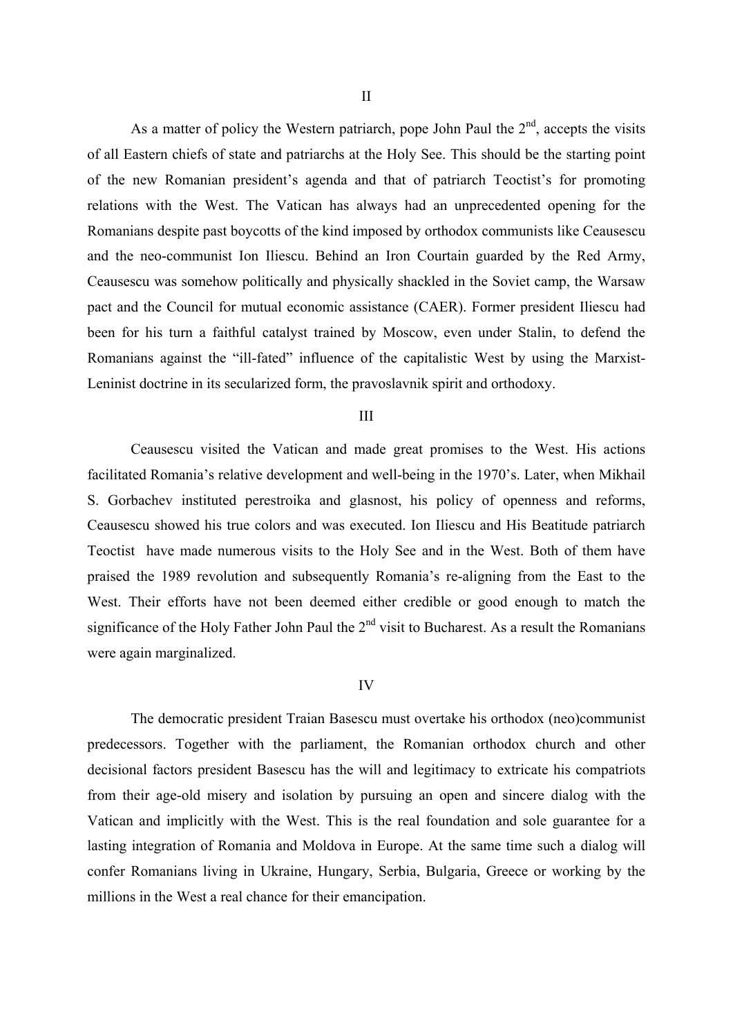II

As a matter of policy the Western patriarch, pope John Paul the 2nd, accepts the visits of all Eastern chiefs of state and patriarchs at the Holy See. This should be the starting point of the new Romanian president's agenda and that of patriarch Teoctist's for promoting relations with the West. The Vatican has always had an unprecedented opening for the Romanians despite past boycotts of the kind imposed by orthodox communists like Ceausescu and the neo-communist Ion Iliescu. Behind an Iron Courtain guarded by the Red Army, Ceausescu was somehow politically and physically shackled in the Soviet camp, the Warsaw pact and the Council for mutual economic assistance (CAER). Former president Iliescu had been for his turn a faithful catalyst trained by Moscow, even under Stalin, to defend the Romanians against the "ill-fated" influence of the capitalistic West by using the Marxist-Leninist doctrine in its secularized form, the pravoslavnik spirit and orthodoxy.

III

Ceausescu visited the Vatican and made great promises to the West. His actions facilitated Romania's relative development and well-being in the 1970's. Later, when Mikhail S. Gorbachev instituted perestroika and glasnost, his policy of openness and reforms, Ceausescu showed his true colors and was executed. Ion Iliescu and His Beatitude patriarch Teoctist have made numerous visits to the Holy See and in the West. Both of them have praised the 1989 revolution and subsequently Romania's re-aligning from the East to the West. Their efforts have not been deemed either credible or good enough to match the significance of the Holy Father John Paul the 2nd visit to Bucharest. As a result the Romanians were again marginalized.

IV

The democratic president Traian Basescu must overtake his orthodox (neo)communist predecessors. Together with the parliament, the Romanian orthodox church and other decisional factors president Basescu has the will and legitimacy to extricate his compatriots from their age-old misery and isolation by pursuing an open and sincere dialog with the Vatican and implicitly with the West. This is the real foundation and sole guarantee for a lasting integration of Romania and Moldova in Europe. At the same time such a dialog will confer Romanians living in Ukraine, Hungary, Serbia, Bulgaria, Greece or working by the millions in the West a real chance for their emancipation.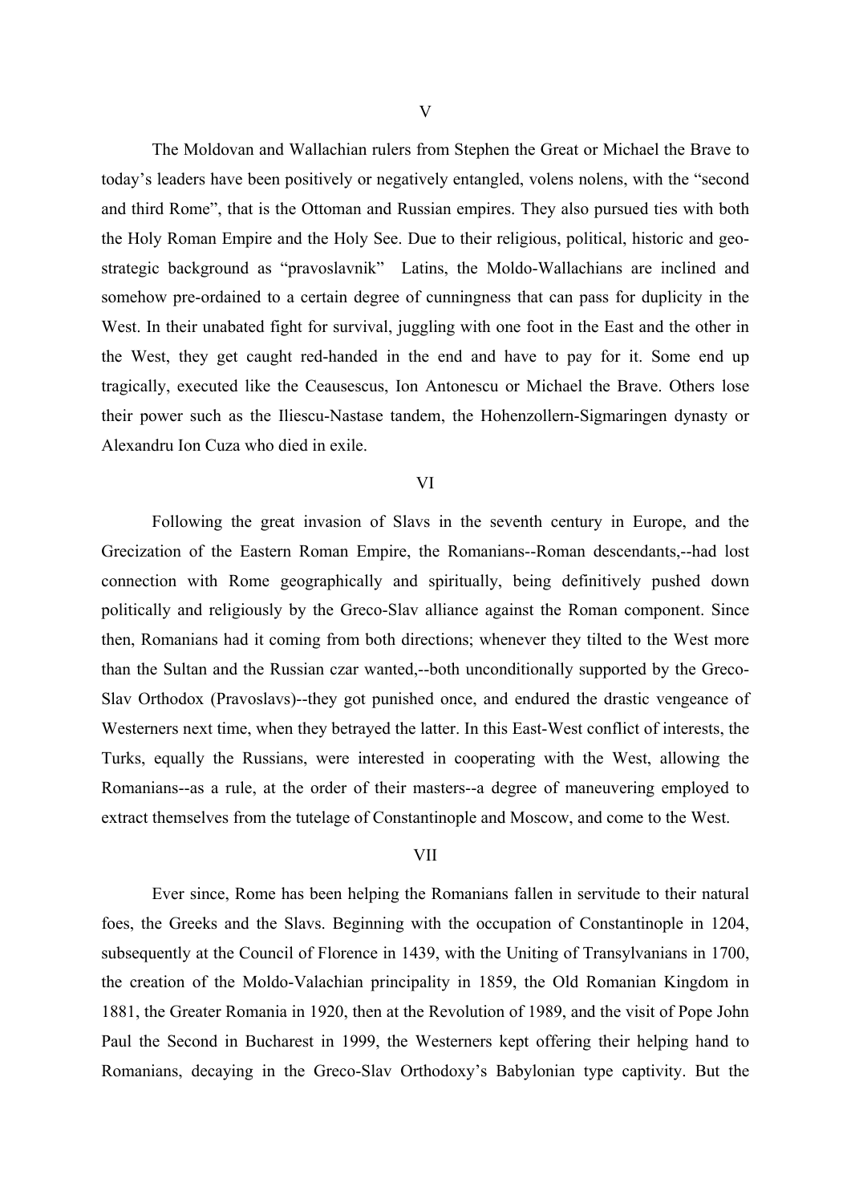V

The Moldovan and Wallachian rulers from Stephen the Great or Michael the Brave to today's leaders have been positively or negatively entangled, volens nolens, with the "second and third Rome", that is the Ottoman and Russian empires. They also pursued ties with both the Holy Roman Empire and the Holy See. Due to their religious, political, historic and geo-strategic background as "pravoslavnik" Latins, the Moldo-Wallachians are inclined and somehow pre-ordained to a certain degree of cunningness that can pass for duplicity in the West. In their unabated fight for survival, juggling with one foot in the East and the other in the West, they get caught red-handed in the end and have to pay for it. Some end up tragically, executed like the Ceausescus, Ion Antonescu or Michael the Brave. Others lose their power such as the Iliescu-Nastase tandem, the Hohenzollern-Sigmaringen dynasty or Alexandru Ion Cuza who died in exile.

VI

Following the great invasion of Slavs in the seventh century in Europe, and the Grecization of the Eastern Roman Empire, the Romanians--Roman descendants,--had lost connection with Rome geographically and spiritually, being definitively pushed down politically and religiously by the Greco-Slav alliance against the Roman component. Since then, Romanians had it coming from both directions; whenever they tilted to the West more than the Sultan and the Russian czar wanted,--both unconditionally supported by the Greco-Slav Orthodox (Pravoslavs)--they got punished once, and endured the drastic vengeance of Westerners next time, when they betrayed the latter. In this East-West conflict of interests, the Turks, equally the Russians, were interested in cooperating with the West, allowing the Romanians--as a rule, at the order of their masters--a degree of maneuvering employed to extract themselves from the tutelage of Constantinople and Moscow, and come to the West.

VII

Ever since, Rome has been helping the Romanians fallen in servitude to their natural foes, the Greeks and the Slavs. Beginning with the occupation of Constantinople in 1204, subsequently at the Council of Florence in 1439, with the Uniting of Transylvanians in 1700, the creation of the Moldo-Valachian principality in 1859, the Old Romanian Kingdom in 1881, the Greater Romania in 1920, then at the Revolution of 1989, and the visit of Pope John Paul the Second in Bucharest in 1999, the Westerners kept offering their helping hand to Romanians, decaying in the Greco-Slav Orthodoxy's Babylonian type captivity. But the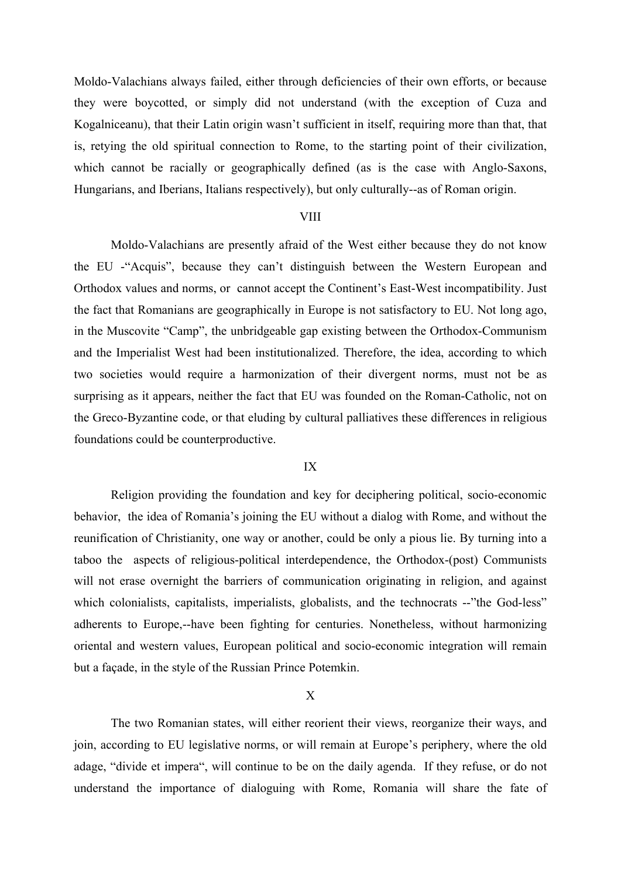Moldo-Valachians always failed, either through deficiencies of their own efforts, or because they were boycotted, or simply did not understand (with the exception of Cuza and Kogalniceanu), that their Latin origin wasn't sufficient in itself, requiring more than that, that is, retying the old spiritual connection to Rome, to the starting point of their civilization, which cannot be racially or geographically defined (as is the case with Anglo-Saxons, Hungarians, and Iberians, Italians respectively), but only culturally--as of Roman origin.

VIII

Moldo-Valachians are presently afraid of the West either because they do not know the EU -"Acquis", because they can't distinguish between the Western European and Orthodox values and norms, or cannot accept the Continent's East-West incompatibility. Just the fact that Romanians are geographically in Europe is not satisfactory to EU. Not long ago, in the Muscovite "Camp", the unbridgeable gap existing between the Orthodox-Communism and the Imperialist West had been institutionalized. Therefore, the idea, according to which two societies would require a harmonization of their divergent norms, must not be as surprising as it appears, neither the fact that EU was founded on the Roman-Catholic, not on the Greco-Byzantine code, or that eluding by cultural palliatives these differences in religious foundations could be counterproductive.

IX

Religion providing the foundation and key for deciphering political, socio-economic behavior, the idea of Romania's joining the EU without a dialog with Rome, and without the reunification of Christianity, one way or another, could be only a pious lie. By turning into a taboo the aspects of religious-political interdependence, the Orthodox-(post) Communists will not erase overnight the barriers of communication originating in religion, and against which colonialists, capitalists, imperialists, globalists, and the technocrats --"the God-less" adherents to Europe,--have been fighting for centuries. Nonetheless, without harmonizing oriental and western values, European political and socio-economic integration will remain but a façade, in the style of the Russian Prince Potemkin.

X

The two Romanian states, will either reorient their views, reorganize their ways, and join, according to EU legislative norms, or will remain at Europe's periphery, where the old adage, "divide et impera", will continue to be on the daily agenda. If they refuse, or do not understand the importance of dialoguing with Rome, Romania will share the fate of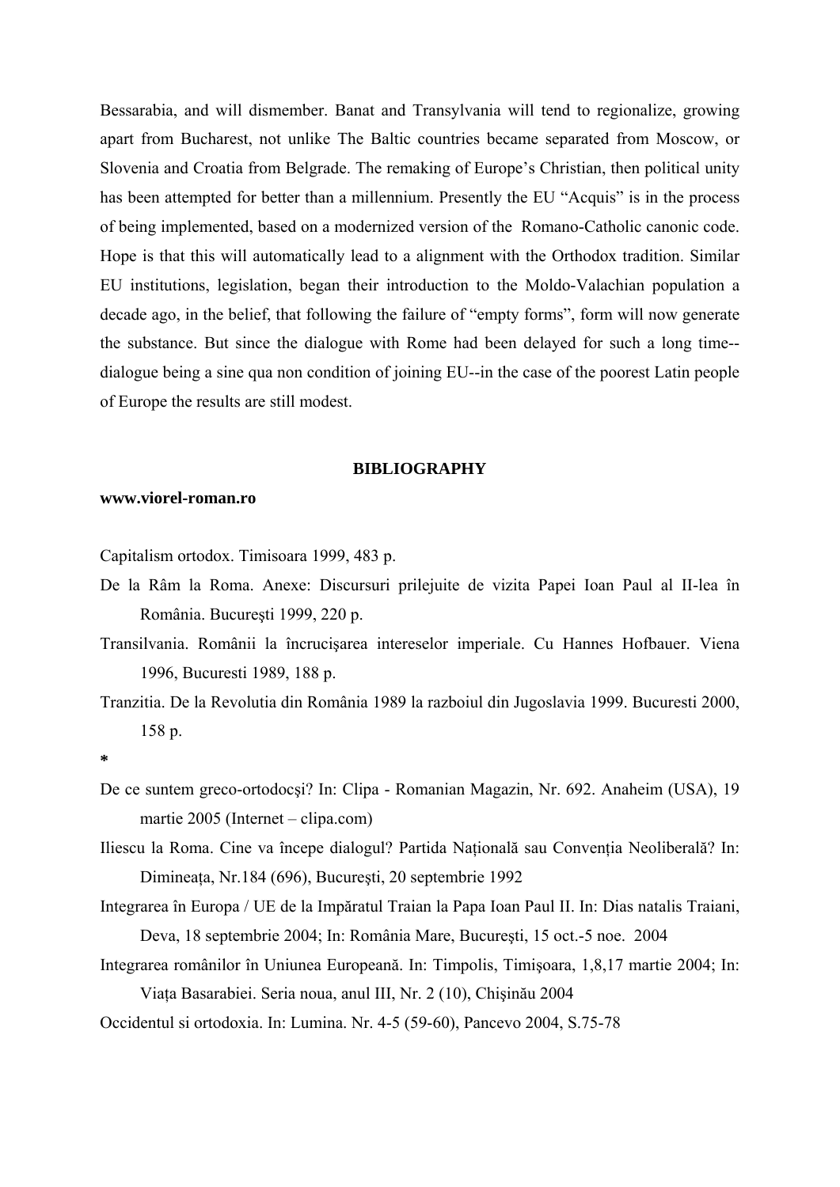Bessarabia, and will dismember. Banat and Transylvania will tend to regionalize, growing apart from Bucharest, not unlike The Baltic countries became separated from Moscow, or Slovenia and Croatia from Belgrade. The remaking of Europe's Christian, then political unity has been attempted for better than a millennium. Presently the EU "Acquis" is in the process of being implemented, based on a modernized version of the Romano-Catholic canonic code. Hope is that this will automatically lead to a alignment with the Orthodox tradition. Similar EU institutions, legislation, began their introduction to the Moldo-Valachian population a decade ago, in the belief, that following the failure of "empty forms", form will now generate the substance. But since the dialogue with Rome had been delayed for such a long time--dialogue being a sine qua non condition of joining EU--in the case of the poorest Latin people of Europe the results are still modest.

## BIBLIOGRAPHY

**www.viorel-roman.ro**

Capitalism ortodox. Timisoara 1999, 483 p.

De la Râm la Roma. Anexe: Discursuri prilejuite de vizita Papei Ioan Paul al II-lea în România. Bucureşti 1999, 220 p.

Transilvania. Românii la încrucişarea intereselor imperiale. Cu Hannes Hofbauer. Viena 1996, Bucuresti 1989, 188 p.

Tranzitia. De la Revolutia din România 1989 la razboiul din Jugoslavia 1999. Bucuresti 2000, 158 p.

*

De ce suntem greco-ortodocşi? In: Clipa - Romanian Magazin, Nr. 692. Anaheim (USA), 19 martie 2005 (Internet – clipa.com)

Iliescu la Roma. Cine va începe dialogul? Partida Națională sau Convenția Neoliberală? In: Dimineața, Nr.184 (696), Bucureşti, 20 septembrie 1992

Integrarea în Europa / UE de la Impăratul Traian la Papa Ioan Paul II. In: Dias natalis Traiani, Deva, 18 septembrie 2004; In: România Mare, Bucureşti, 15 oct.-5 noe. 2004

Integrarea românilor în Uniunea Europeană. In: Timpolis, Timişoara, 1,8,17 martie 2004; In: Viața Basarabiei. Seria noua, anul III, Nr. 2 (10), Chişinău 2004

Occidentul si ortodoxia. In: Lumina. Nr. 4-5 (59-60), Pancevo 2004, S.75-78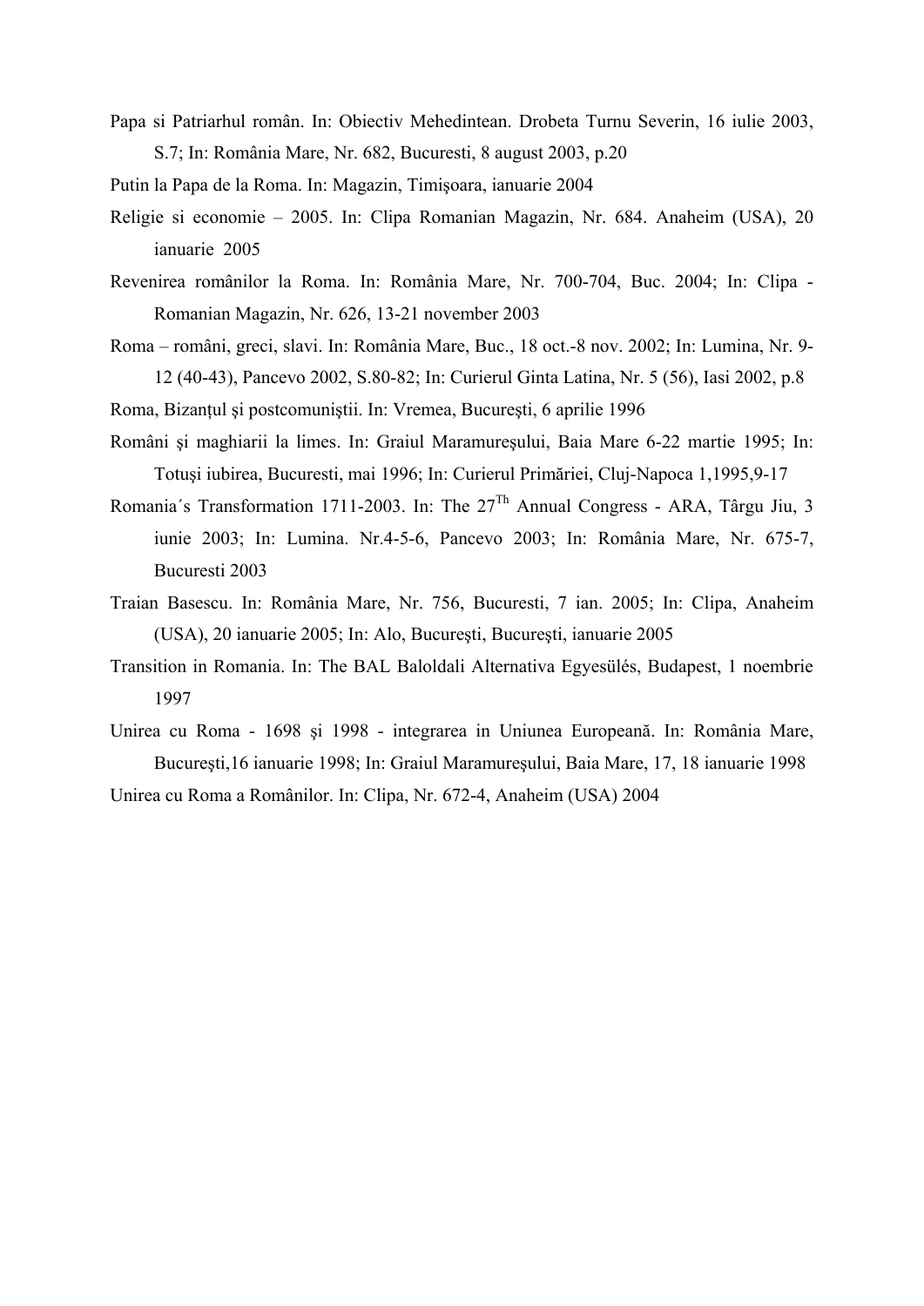Papa si Patriarhul român. In: Obiectiv Mehedintean. Drobeta Turnu Severin, 16 iulie 2003, S.7; In: România Mare, Nr. 682, Bucuresti, 8 august 2003, p.20

Putin la Papa de la Roma. In: Magazin, Timişoara, ianuarie 2004

Religie si economie – 2005. In: Clipa Romanian Magazin, Nr. 684. Anaheim (USA), 20 ianuarie 2005

Revenirea românilor la Roma. In: România Mare, Nr. 700-704, Buc. 2004; In: Clipa - Romanian Magazin, Nr. 626, 13-21 november 2003

Roma – români, greci, slavi. In: România Mare, Buc., 18 oct.-8 nov. 2002; In: Lumina, Nr. 9-12 (40-43), Pancevo 2002, S.80-82; In: Curierul Ginta Latina, Nr. 5 (56), Iasi 2002, p.8

Roma, Bizanțul şi postcomuniştii. In: Vremea, Bucureşti, 6 aprilie 1996

Români şi maghiarii la limes. In: Graiul Maramureşului, Baia Mare 6-22 martie 1995; In: Totuşi iubirea, Bucuresti, mai 1996; In: Curierul Primăriei, Cluj-Napoca 1,1995,9-17

Romania´s Transformation 1711-2003. In: The 27[Th] Annual Congress - ARA, Târgu Jiu, 3 iunie 2003; In: Lumina. Nr.4-5-6, Pancevo 2003; In: România Mare, Nr. 675-7, Bucuresti 2003

Traian Basescu. In: România Mare, Nr. 756, Bucuresti, 7 ian. 2005; In: Clipa, Anaheim (USA), 20 ianuarie 2005; In: Alo, Bucureşti, Bucureşti, ianuarie 2005

Transition in Romania. In: The BAL Baloldali Alternativa Egyesülés, Budapest, 1 noembrie 1997

Unirea cu Roma - 1698 şi 1998 - integrarea in Uniunea Europeană. In: România Mare, Bucureşti,16 ianuarie 1998; In: Graiul Maramureşului, Baia Mare, 17, 18 ianuarie 1998

Unirea cu Roma a Românilor. In: Clipa, Nr. 672-4, Anaheim (USA) 2004